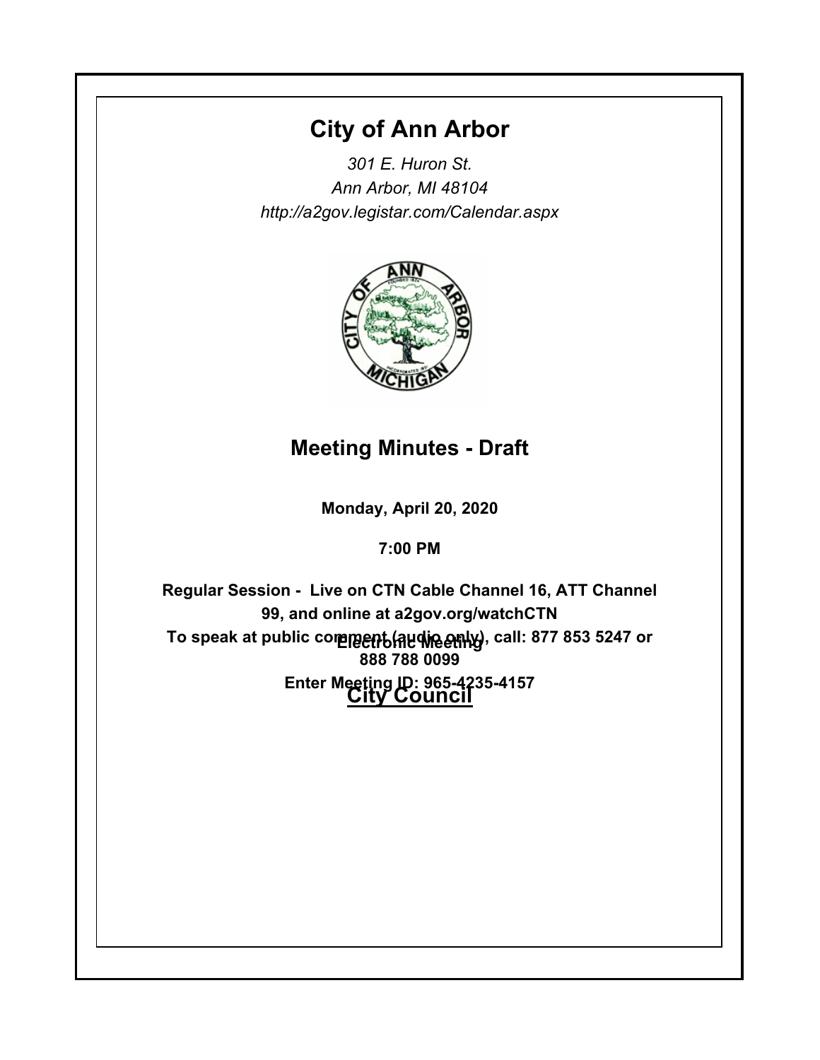# City of Ann Arbor

*301 E. Huron St.*
*Ann Arbor, MI 48104*
*http://a2gov.legistar.com/Calendar.aspx*

## Meeting Minutes - Draft

**Monday, April 20, 2020**

**7:00 PM**

**Electronic Meeting**

**Regular Session - Live on CTN Cable Channel 16, ATT Channel 99, and online at a2gov.org/watchCTN**

**To speak at public comment (audio only), call: 877 853 5247 or 888 788 0099**

**Enter Meeting ID: 965-4235-4157**

**City Council**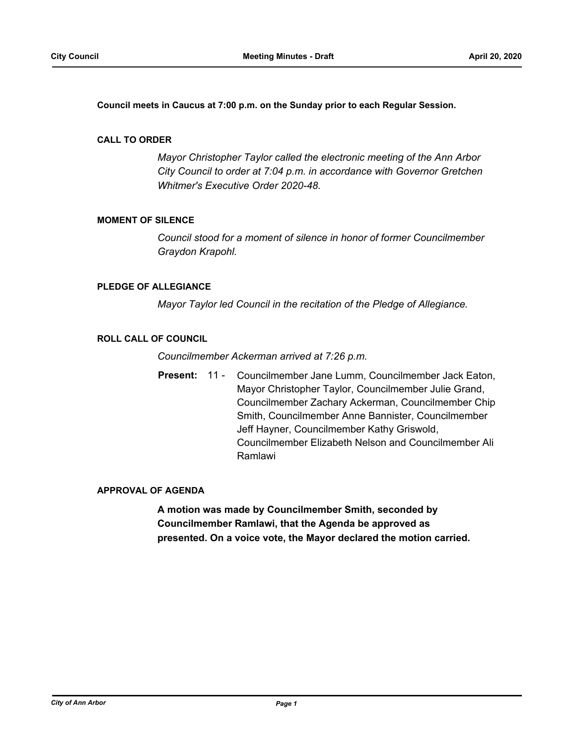**Council meets in Caucus at 7:00 p.m. on the Sunday prior to each Regular Session.**

## CALL TO ORDER

*Mayor Christopher Taylor called the electronic meeting of the Ann Arbor City Council to order at 7:04 p.m. in accordance with Governor Gretchen Whitmer's Executive Order 2020-48.*

## MOMENT OF SILENCE

*Council stood for a moment of silence in honor of former Councilmember Graydon Krapohl.*

## PLEDGE OF ALLEGIANCE

*Mayor Taylor led Council in the recitation of the Pledge of Allegiance.*

## ROLL CALL OF COUNCIL

*Councilmember Ackerman arrived at 7:26 p.m.*

**Present:** 11 - Councilmember Jane Lumm, Councilmember Jack Eaton, Mayor Christopher Taylor, Councilmember Julie Grand, Councilmember Zachary Ackerman, Councilmember Chip Smith, Councilmember Anne Bannister, Councilmember Jeff Hayner, Councilmember Kathy Griswold, Councilmember Elizabeth Nelson and Councilmember Ali Ramlawi

## APPROVAL OF AGENDA

**A motion was made by Councilmember Smith, seconded by Councilmember Ramlawi, that the Agenda be approved as presented. On a voice vote, the Mayor declared the motion carried.**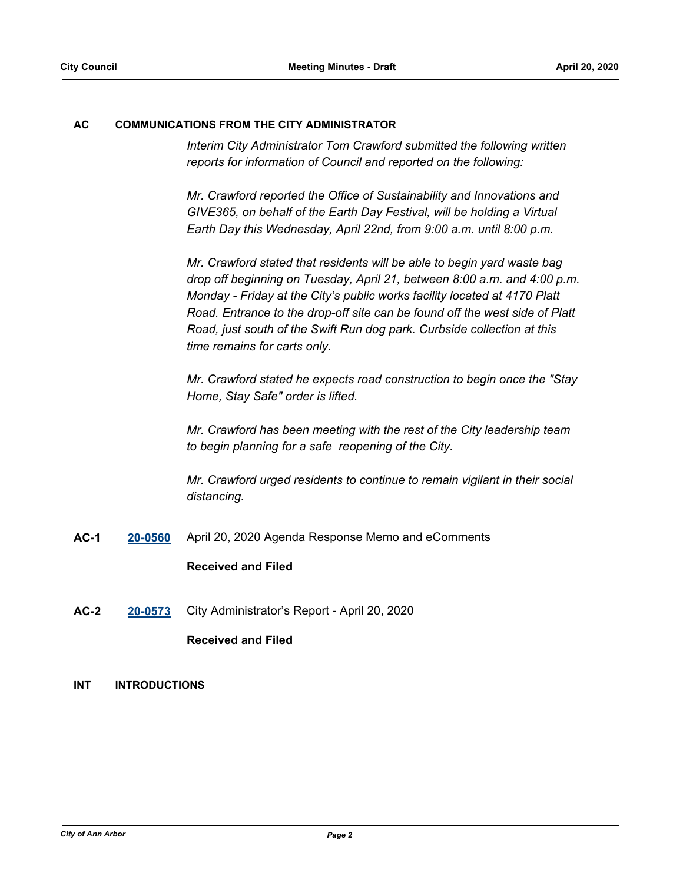## AC COMMUNICATIONS FROM THE CITY ADMINISTRATOR

*Interim City Administrator Tom Crawford submitted the following written reports for information of Council and reported on the following:*

*Mr. Crawford reported the Office of Sustainability and Innovations and GIVE365, on behalf of the Earth Day Festival, will be holding a Virtual Earth Day this Wednesday, April 22nd, from 9:00 a.m. until 8:00 p.m.*

*Mr. Crawford stated that residents will be able to begin yard waste bag drop off beginning on Tuesday, April 21, between 8:00 a.m. and 4:00 p.m. Monday - Friday at the City's public works facility located at 4170 Platt Road. Entrance to the drop-off site can be found off the west side of Platt Road, just south of the Swift Run dog park. Curbside collection at this time remains for carts only.*

*Mr. Crawford stated he expects road construction to begin once the "Stay Home, Stay Safe" order is lifted.*

*Mr. Crawford has been meeting with the rest of the City leadership team to begin planning for a safe reopening of the City.*

*Mr. Crawford urged residents to continue to remain vigilant in their social distancing.*

**AC-1** **20-0560** April 20, 2020 Agenda Response Memo and eComments

**Received and Filed**

**AC-2** **20-0573** City Administrator's Report - April 20, 2020

**Received and Filed**

## INT INTRODUCTIONS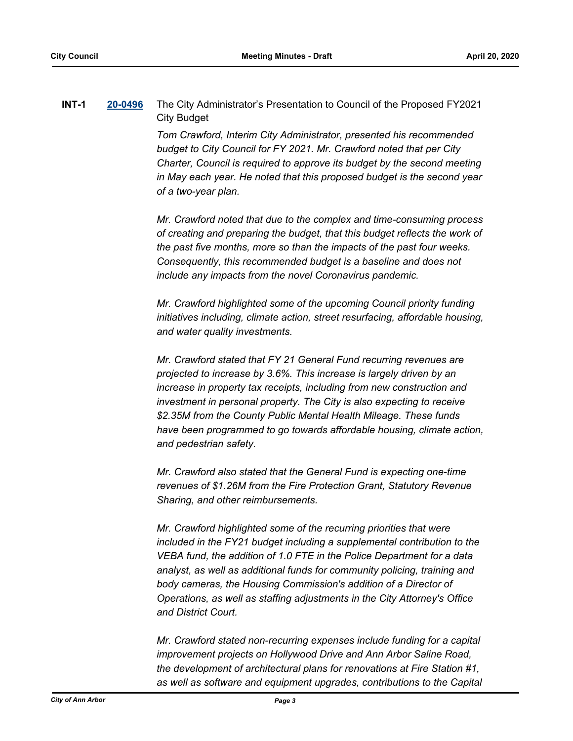**INT-1** **20-0496** The City Administrator's Presentation to Council of the Proposed FY2021 City Budget

*Tom Crawford, Interim City Administrator, presented his recommended budget to City Council for FY 2021. Mr. Crawford noted that per City Charter, Council is required to approve its budget by the second meeting in May each year. He noted that this proposed budget is the second year of a two-year plan.*

*Mr. Crawford noted that due to the complex and time-consuming process of creating and preparing the budget, that this budget reflects the work of the past five months, more so than the impacts of the past four weeks. Consequently, this recommended budget is a baseline and does not include any impacts from the novel Coronavirus pandemic.*

*Mr. Crawford highlighted some of the upcoming Council priority funding initiatives including, climate action, street resurfacing, affordable housing, and water quality investments.*

*Mr. Crawford stated that FY 21 General Fund recurring revenues are projected to increase by 3.6%. This increase is largely driven by an increase in property tax receipts, including from new construction and investment in personal property. The City is also expecting to receive $2.35M from the County Public Mental Health Mileage. These funds have been programmed to go towards affordable housing, climate action, and pedestrian safety.*

*Mr. Crawford also stated that the General Fund is expecting one-time revenues of $1.26M from the Fire Protection Grant, Statutory Revenue Sharing, and other reimbursements.*

*Mr. Crawford highlighted some of the recurring priorities that were included in the FY21 budget including a supplemental contribution to the VEBA fund, the addition of 1.0 FTE in the Police Department for a data analyst, as well as additional funds for community policing, training and body cameras, the Housing Commission's addition of a Director of Operations, as well as staffing adjustments in the City Attorney's Office and District Court.*

*Mr. Crawford stated non-recurring expenses include funding for a capital improvement projects on Hollywood Drive and Ann Arbor Saline Road, the development of architectural plans for renovations at Fire Station #1, as well as software and equipment upgrades, contributions to the Capital*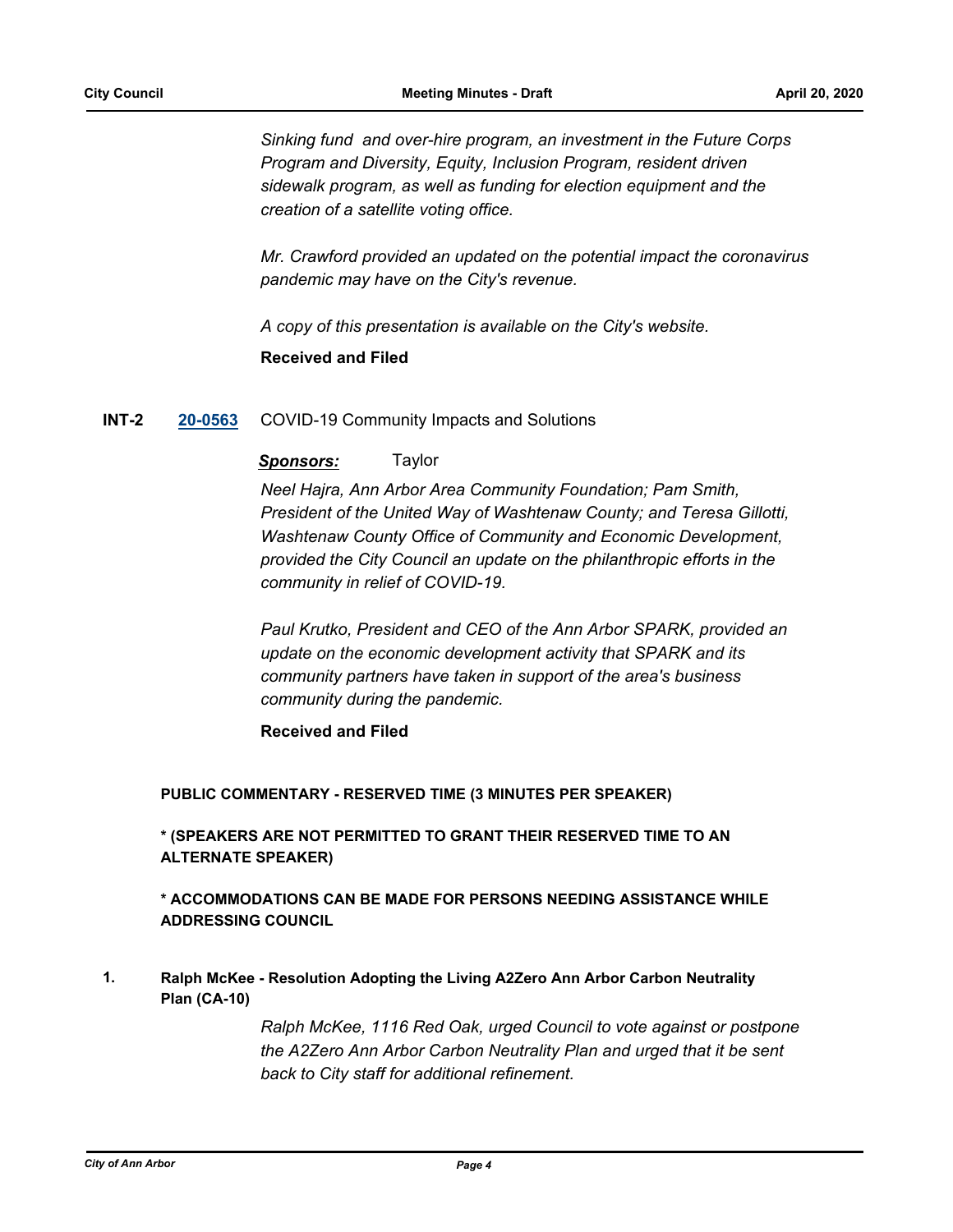*Sinking fund and over-hire program, an investment in the Future Corps Program and Diversity, Equity, Inclusion Program, resident driven sidewalk program, as well as funding for election equipment and the creation of a satellite voting office.*

*Mr. Crawford provided an updated on the potential impact the coronavirus pandemic may have on the City's revenue.*

*A copy of this presentation is available on the City's website.*

**Received and Filed**

**INT-2** **20-0563** COVID-19 Community Impacts and Solutions

***Sponsors:*** Taylor

*Neel Hajra, Ann Arbor Area Community Foundation; Pam Smith, President of the United Way of Washtenaw County; and Teresa Gillotti, Washtenaw County Office of Community and Economic Development, provided the City Council an update on the philanthropic efforts in the community in relief of COVID-19.*

*Paul Krutko, President and CEO of the Ann Arbor SPARK, provided an update on the economic development activity that SPARK and its community partners have taken in support of the area's business community during the pandemic.*

**Received and Filed**

**PUBLIC COMMENTARY - RESERVED TIME (3 MINUTES PER SPEAKER)**

**\* (SPEAKERS ARE NOT PERMITTED TO GRANT THEIR RESERVED TIME TO AN ALTERNATE SPEAKER)**

**\* ACCOMMODATIONS CAN BE MADE FOR PERSONS NEEDING ASSISTANCE WHILE ADDRESSING COUNCIL**

**1. Ralph McKee - Resolution Adopting the Living A2Zero Ann Arbor Carbon Neutrality Plan (CA-10)**

*Ralph McKee, 1116 Red Oak, urged Council to vote against or postpone the A2Zero Ann Arbor Carbon Neutrality Plan and urged that it be sent back to City staff for additional refinement.*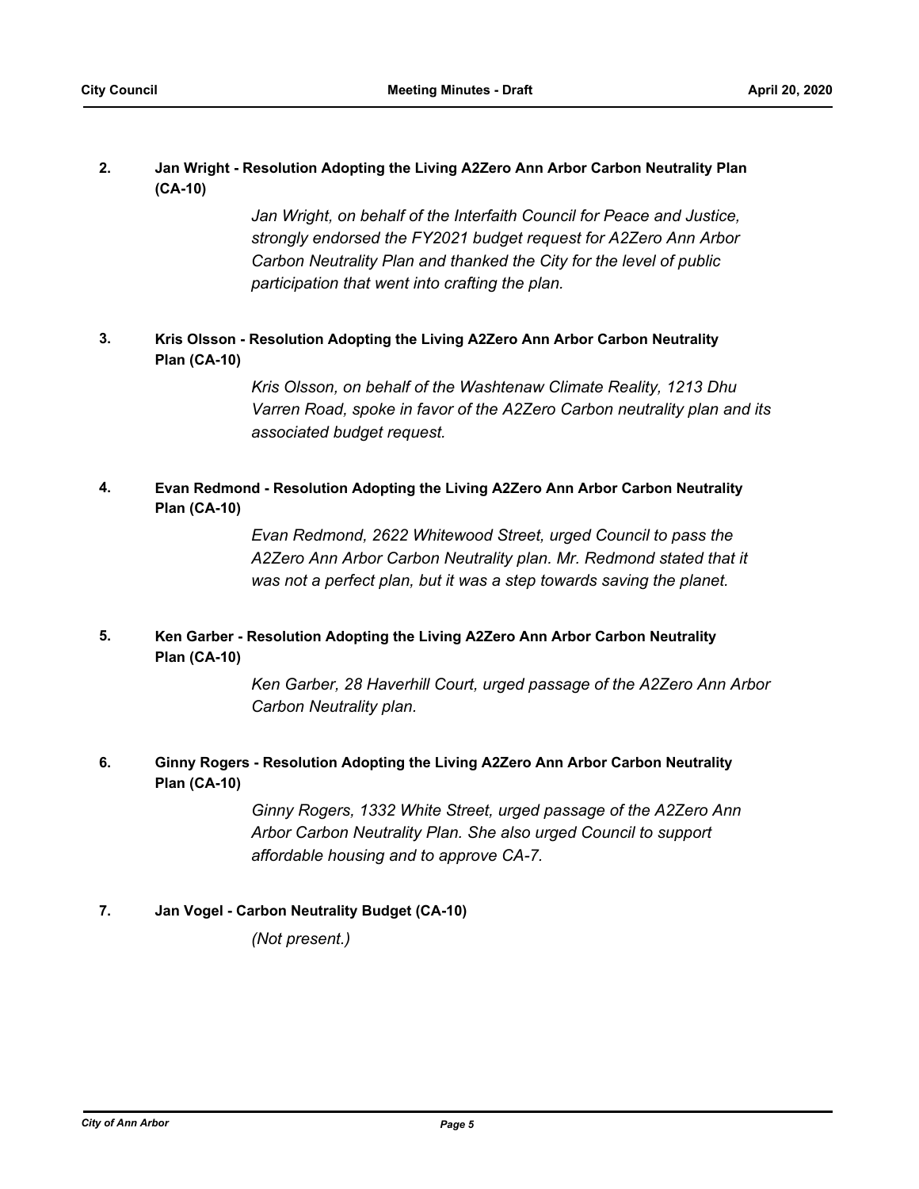**2. Jan Wright - Resolution Adopting the Living A2Zero Ann Arbor Carbon Neutrality Plan (CA-10)**

*Jan Wright, on behalf of the Interfaith Council for Peace and Justice, strongly endorsed the FY2021 budget request for A2Zero Ann Arbor Carbon Neutrality Plan and thanked the City for the level of public participation that went into crafting the plan.*

**3. Kris Olsson - Resolution Adopting the Living A2Zero Ann Arbor Carbon Neutrality Plan (CA-10)**

*Kris Olsson, on behalf of the Washtenaw Climate Reality, 1213 Dhu Varren Road, spoke in favor of the A2Zero Carbon neutrality plan and its associated budget request.*

**4. Evan Redmond - Resolution Adopting the Living A2Zero Ann Arbor Carbon Neutrality Plan (CA-10)**

*Evan Redmond, 2622 Whitewood Street, urged Council to pass the A2Zero Ann Arbor Carbon Neutrality plan. Mr. Redmond stated that it was not a perfect plan, but it was a step towards saving the planet.*

**5. Ken Garber - Resolution Adopting the Living A2Zero Ann Arbor Carbon Neutrality Plan (CA-10)**

*Ken Garber, 28 Haverhill Court, urged passage of the A2Zero Ann Arbor Carbon Neutrality plan.*

**6. Ginny Rogers - Resolution Adopting the Living A2Zero Ann Arbor Carbon Neutrality Plan (CA-10)**

*Ginny Rogers, 1332 White Street, urged passage of the A2Zero Ann Arbor Carbon Neutrality Plan. She also urged Council to support affordable housing and to approve CA-7.*

**7. Jan Vogel - Carbon Neutrality Budget (CA-10)**

*(Not present.)*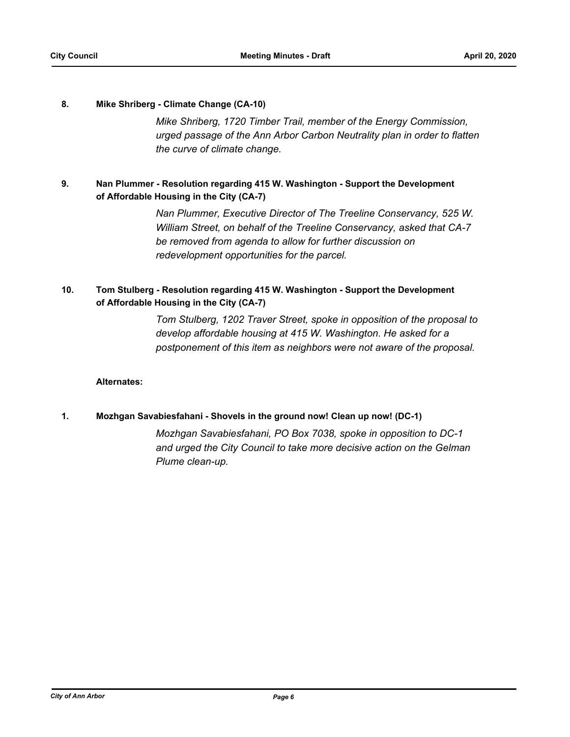**8. Mike Shriberg - Climate Change (CA-10)**

*Mike Shriberg, 1720 Timber Trail, member of the Energy Commission, urged passage of the Ann Arbor Carbon Neutrality plan in order to flatten the curve of climate change.*

**9. Nan Plummer - Resolution regarding 415 W. Washington - Support the Development of Affordable Housing in the City (CA-7)**

*Nan Plummer, Executive Director of The Treeline Conservancy, 525 W. William Street, on behalf of the Treeline Conservancy, asked that CA-7 be removed from agenda to allow for further discussion on redevelopment opportunities for the parcel.*

**10. Tom Stulberg - Resolution regarding 415 W. Washington - Support the Development of Affordable Housing in the City (CA-7)**

*Tom Stulberg, 1202 Traver Street, spoke in opposition of the proposal to develop affordable housing at 415 W. Washington. He asked for a postponement of this item as neighbors were not aware of the proposal.*

**Alternates:**

**1. Mozhgan Savabiesfahani - Shovels in the ground now! Clean up now! (DC-1)**

*Mozhgan Savabiesfahani, PO Box 7038, spoke in opposition to DC-1 and urged the City Council to take more decisive action on the Gelman Plume clean-up.*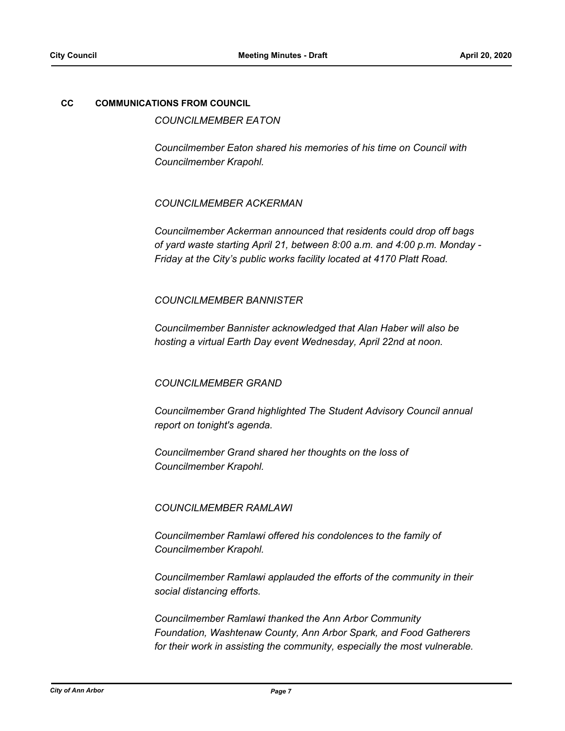## CC COMMUNICATIONS FROM COUNCIL

*COUNCILMEMBER EATON*

*Councilmember Eaton shared his memories of his time on Council with Councilmember Krapohl.*

*COUNCILMEMBER ACKERMAN*

*Councilmember Ackerman announced that residents could drop off bags of yard waste starting April 21, between 8:00 a.m. and 4:00 p.m. Monday - Friday at the City's public works facility located at 4170 Platt Road.*

*COUNCILMEMBER BANNISTER*

*Councilmember Bannister acknowledged that Alan Haber will also be hosting a virtual Earth Day event Wednesday, April 22nd at noon.*

*COUNCILMEMBER GRAND*

*Councilmember Grand highlighted The Student Advisory Council annual report on tonight's agenda.*

*Councilmember Grand shared her thoughts on the loss of Councilmember Krapohl.*

*COUNCILMEMBER RAMLAWI*

*Councilmember Ramlawi offered his condolences to the family of Councilmember Krapohl.*

*Councilmember Ramlawi applauded the efforts of the community in their social distancing efforts.*

*Councilmember Ramlawi thanked the Ann Arbor Community Foundation, Washtenaw County, Ann Arbor Spark, and Food Gatherers for their work in assisting the community, especially the most vulnerable.*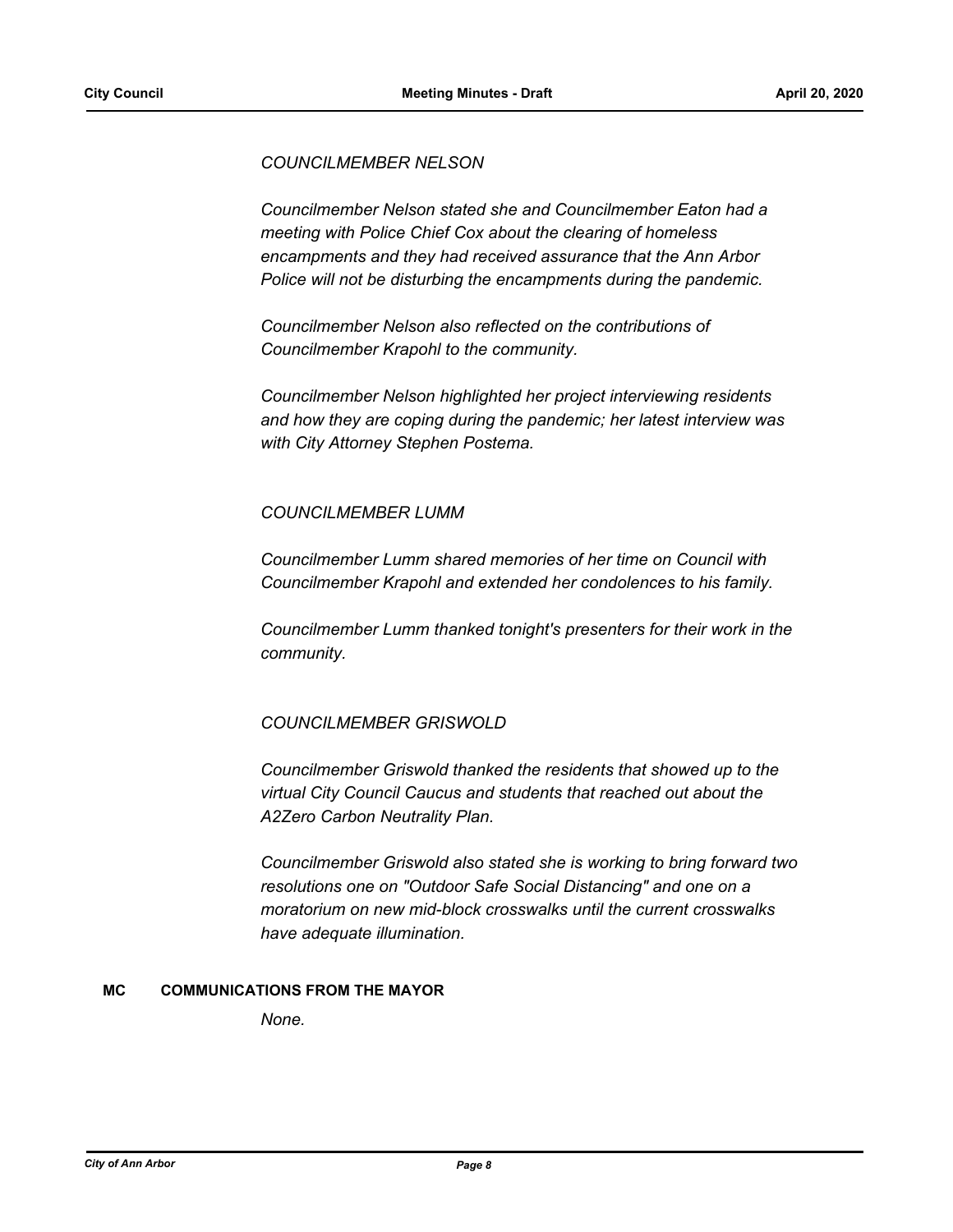*COUNCILMEMBER NELSON*

*Councilmember Nelson stated she and Councilmember Eaton had a meeting with Police Chief Cox about the clearing of homeless encampments and they had received assurance that the Ann Arbor Police will not be disturbing the encampments during the pandemic.*

*Councilmember Nelson also reflected on the contributions of Councilmember Krapohl to the community.*

*Councilmember Nelson highlighted her project interviewing residents and how they are coping during the pandemic; her latest interview was with City Attorney Stephen Postema.*

*COUNCILMEMBER LUMM*

*Councilmember Lumm shared memories of her time on Council with Councilmember Krapohl and extended her condolences to his family.*

*Councilmember Lumm thanked tonight's presenters for their work in the community.*

*COUNCILMEMBER GRISWOLD*

*Councilmember Griswold thanked the residents that showed up to the virtual City Council Caucus and students that reached out about the A2Zero Carbon Neutrality Plan.*

*Councilmember Griswold also stated she is working to bring forward two resolutions one on "Outdoor Safe Social Distancing" and one on a moratorium on new mid-block crosswalks until the current crosswalks have adequate illumination.*

**MC COMMUNICATIONS FROM THE MAYOR**

*None.*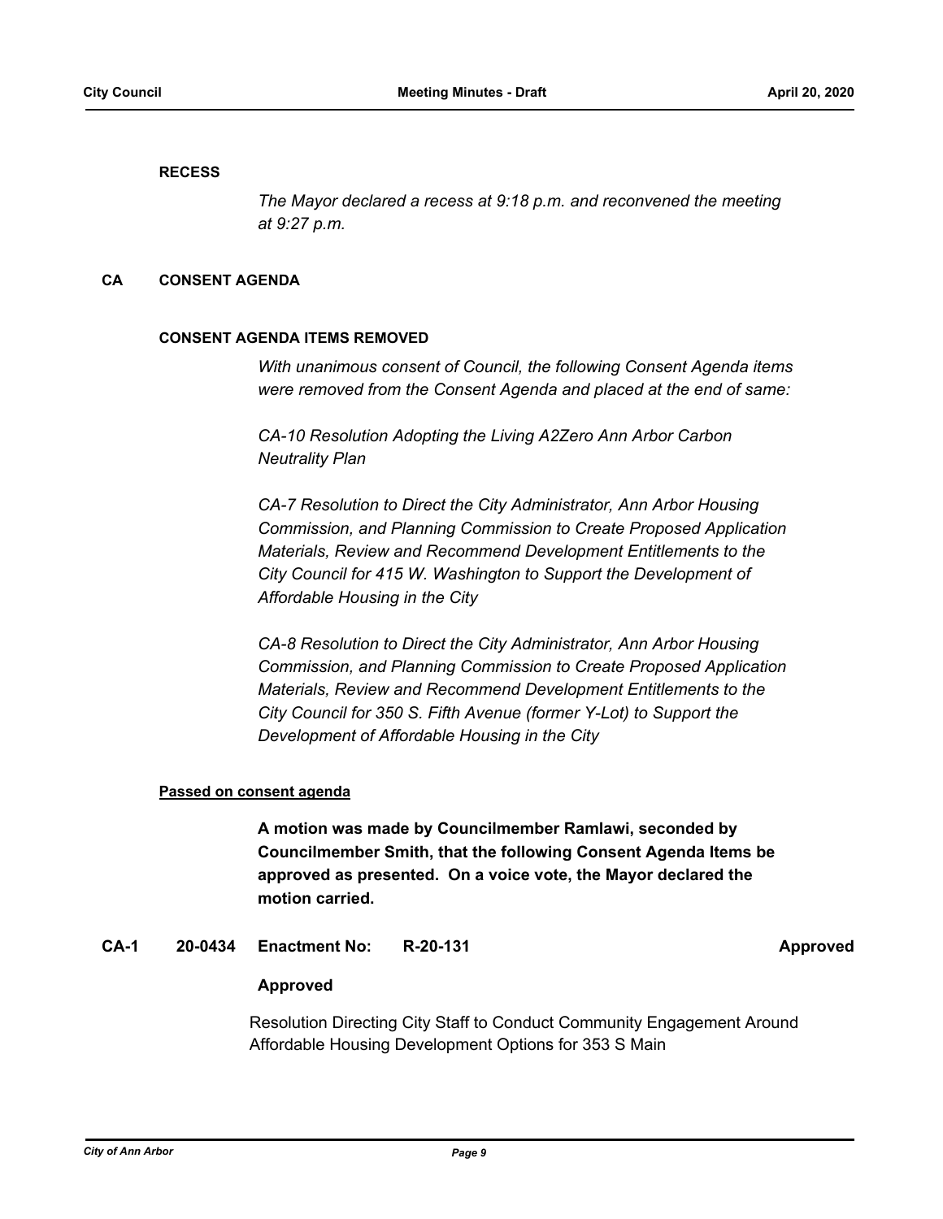**RECESS**

*The Mayor declared a recess at 9:18 p.m. and reconvened the meeting at 9:27 p.m.*

## CA CONSENT AGENDA

### CONSENT AGENDA ITEMS REMOVED

*With unanimous consent of Council, the following Consent Agenda items were removed from the Consent Agenda and placed at the end of same:*

*CA-10 Resolution Adopting the Living A2Zero Ann Arbor Carbon Neutrality Plan*

*CA-7 Resolution to Direct the City Administrator, Ann Arbor Housing Commission, and Planning Commission to Create Proposed Application Materials, Review and Recommend Development Entitlements to the City Council for 415 W. Washington to Support the Development of Affordable Housing in the City*

*CA-8 Resolution to Direct the City Administrator, Ann Arbor Housing Commission, and Planning Commission to Create Proposed Application Materials, Review and Recommend Development Entitlements to the City Council for 350 S. Fifth Avenue (former Y-Lot) to Support the Development of Affordable Housing in the City*

**Passed on consent agenda**

**A motion was made by Councilmember Ramlawi, seconded by Councilmember Smith, that the following Consent Agenda Items be approved as presented. On a voice vote, the Mayor declared the motion carried.**

**CA-1 20-0434 Enactment No: R-20-131 Approved**

**Approved**

Resolution Directing City Staff to Conduct Community Engagement Around Affordable Housing Development Options for 353 S Main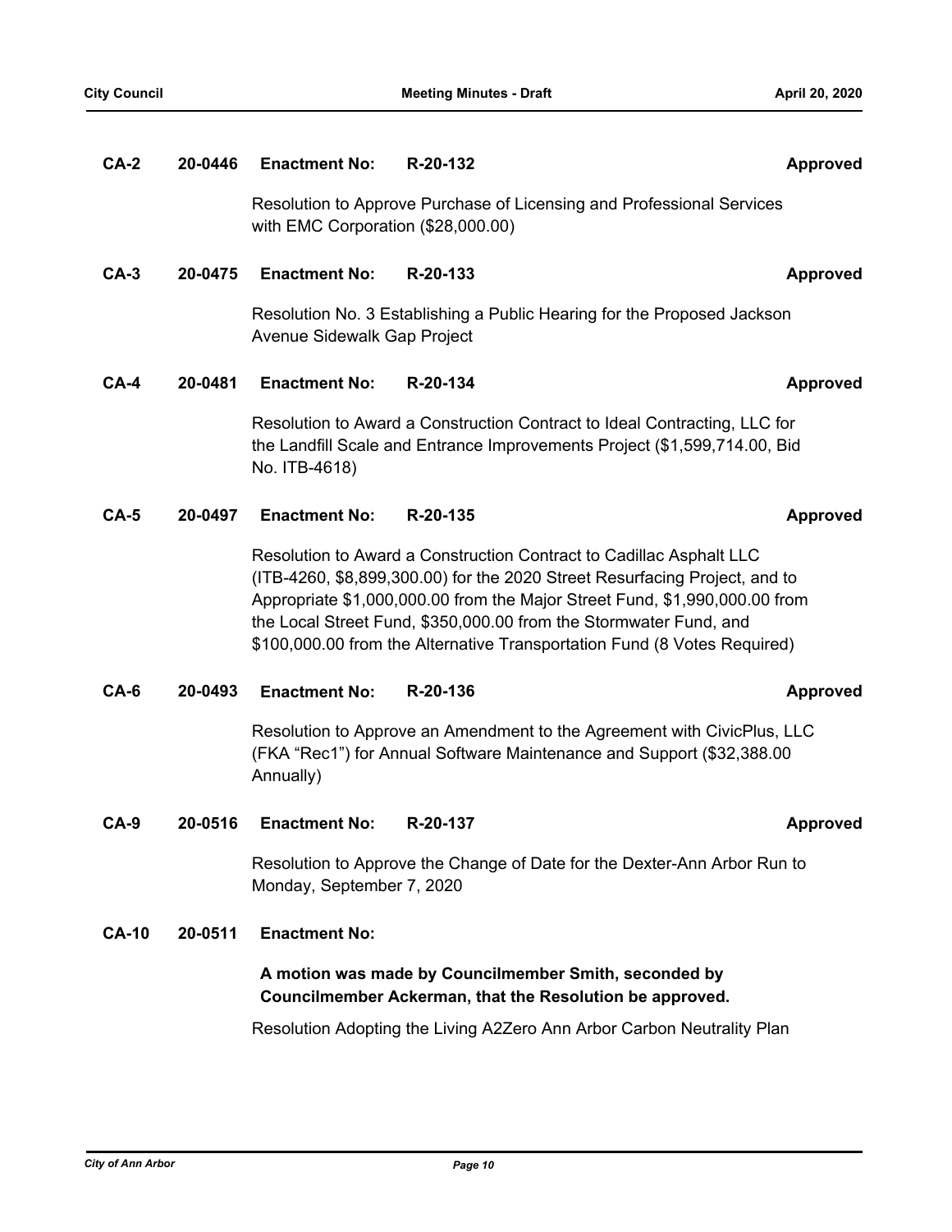**CA-2** **20-0446** **Enactment No:** **R-20-132** **Approved**

Resolution to Approve Purchase of Licensing and Professional Services with EMC Corporation ($28,000.00)

**CA-3** **20-0475** **Enactment No:** **R-20-133** **Approved**

Resolution No. 3 Establishing a Public Hearing for the Proposed Jackson Avenue Sidewalk Gap Project

**CA-4** **20-0481** **Enactment No:** **R-20-134** **Approved**

Resolution to Award a Construction Contract to Ideal Contracting, LLC for the Landfill Scale and Entrance Improvements Project ($1,599,714.00, Bid No. ITB-4618)

**CA-5** **20-0497** **Enactment No:** **R-20-135** **Approved**

Resolution to Award a Construction Contract to Cadillac Asphalt LLC (ITB-4260, $8,899,300.00) for the 2020 Street Resurfacing Project, and to Appropriate $1,000,000.00 from the Major Street Fund, $1,990,000.00 from the Local Street Fund, $350,000.00 from the Stormwater Fund, and $100,000.00 from the Alternative Transportation Fund (8 Votes Required)

**CA-6** **20-0493** **Enactment No:** **R-20-136** **Approved**

Resolution to Approve an Amendment to the Agreement with CivicPlus, LLC (FKA "Rec1") for Annual Software Maintenance and Support ($32,388.00 Annually)

**CA-9** **20-0516** **Enactment No:** **R-20-137** **Approved**

Resolution to Approve the Change of Date for the Dexter-Ann Arbor Run to Monday, September 7, 2020

**CA-10** **20-0511** **Enactment No:**

**A motion was made by Councilmember Smith, seconded by Councilmember Ackerman, that the Resolution be approved.**

Resolution Adopting the Living A2Zero Ann Arbor Carbon Neutrality Plan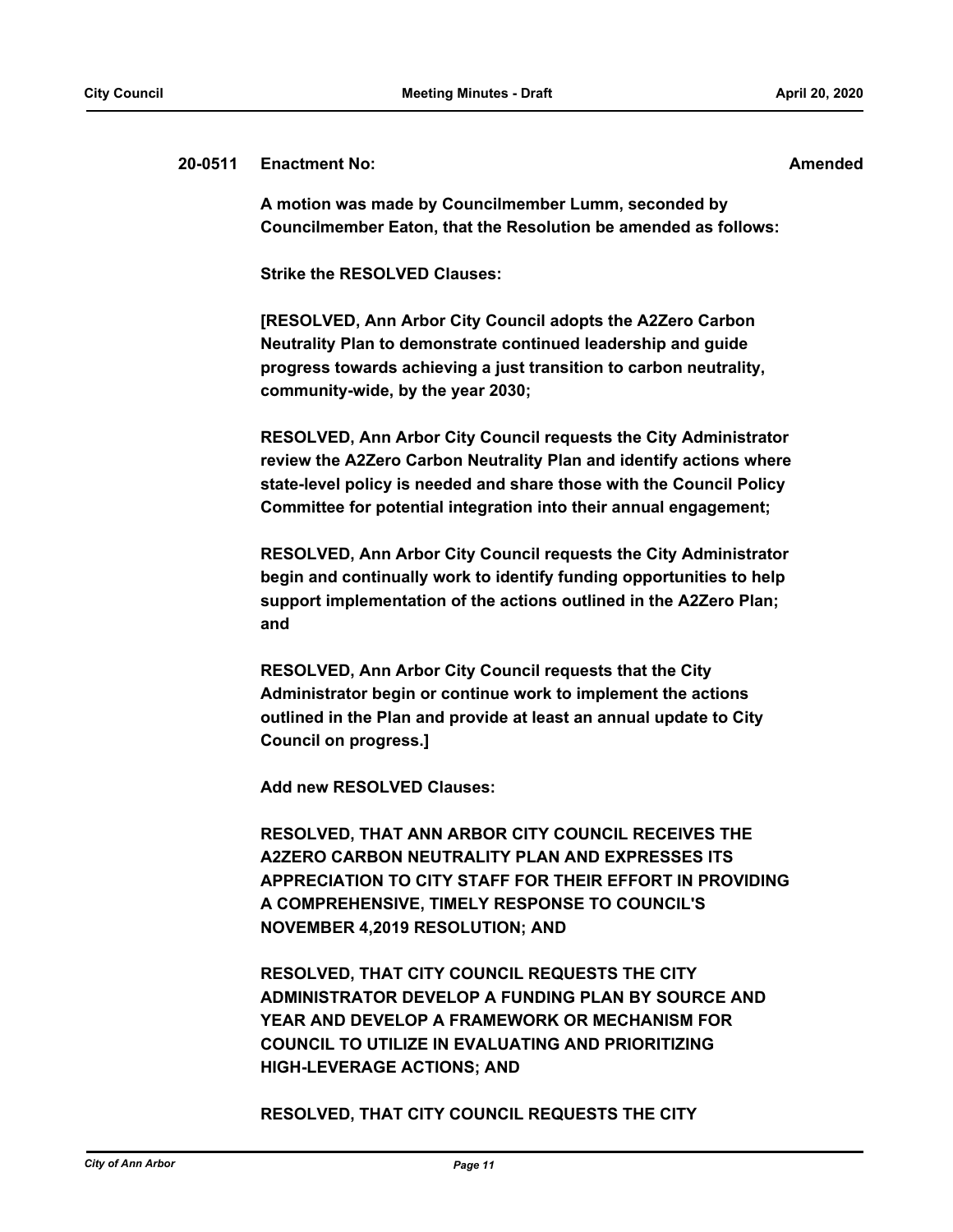**20-0511 Enactment No: Amended**

**A motion was made by Councilmember Lumm, seconded by Councilmember Eaton, that the Resolution be amended as follows:**

**Strike the RESOLVED Clauses:**

**[RESOLVED, Ann Arbor City Council adopts the A2Zero Carbon Neutrality Plan to demonstrate continued leadership and guide progress towards achieving a just transition to carbon neutrality, community-wide, by the year 2030;**

**RESOLVED, Ann Arbor City Council requests the City Administrator review the A2Zero Carbon Neutrality Plan and identify actions where state-level policy is needed and share those with the Council Policy Committee for potential integration into their annual engagement;**

**RESOLVED, Ann Arbor City Council requests the City Administrator begin and continually work to identify funding opportunities to help support implementation of the actions outlined in the A2Zero Plan; and**

**RESOLVED, Ann Arbor City Council requests that the City Administrator begin or continue work to implement the actions outlined in the Plan and provide at least an annual update to City Council on progress.]**

**Add new RESOLVED Clauses:**

**RESOLVED, THAT ANN ARBOR CITY COUNCIL RECEIVES THE A2ZERO CARBON NEUTRALITY PLAN AND EXPRESSES ITS APPRECIATION TO CITY STAFF FOR THEIR EFFORT IN PROVIDING A COMPREHENSIVE, TIMELY RESPONSE TO COUNCIL'S NOVEMBER 4,2019 RESOLUTION; AND**

**RESOLVED, THAT CITY COUNCIL REQUESTS THE CITY ADMINISTRATOR DEVELOP A FUNDING PLAN BY SOURCE AND YEAR AND DEVELOP A FRAMEWORK OR MECHANISM FOR COUNCIL TO UTILIZE IN EVALUATING AND PRIORITIZING HIGH-LEVERAGE ACTIONS; AND**

**RESOLVED, THAT CITY COUNCIL REQUESTS THE CITY**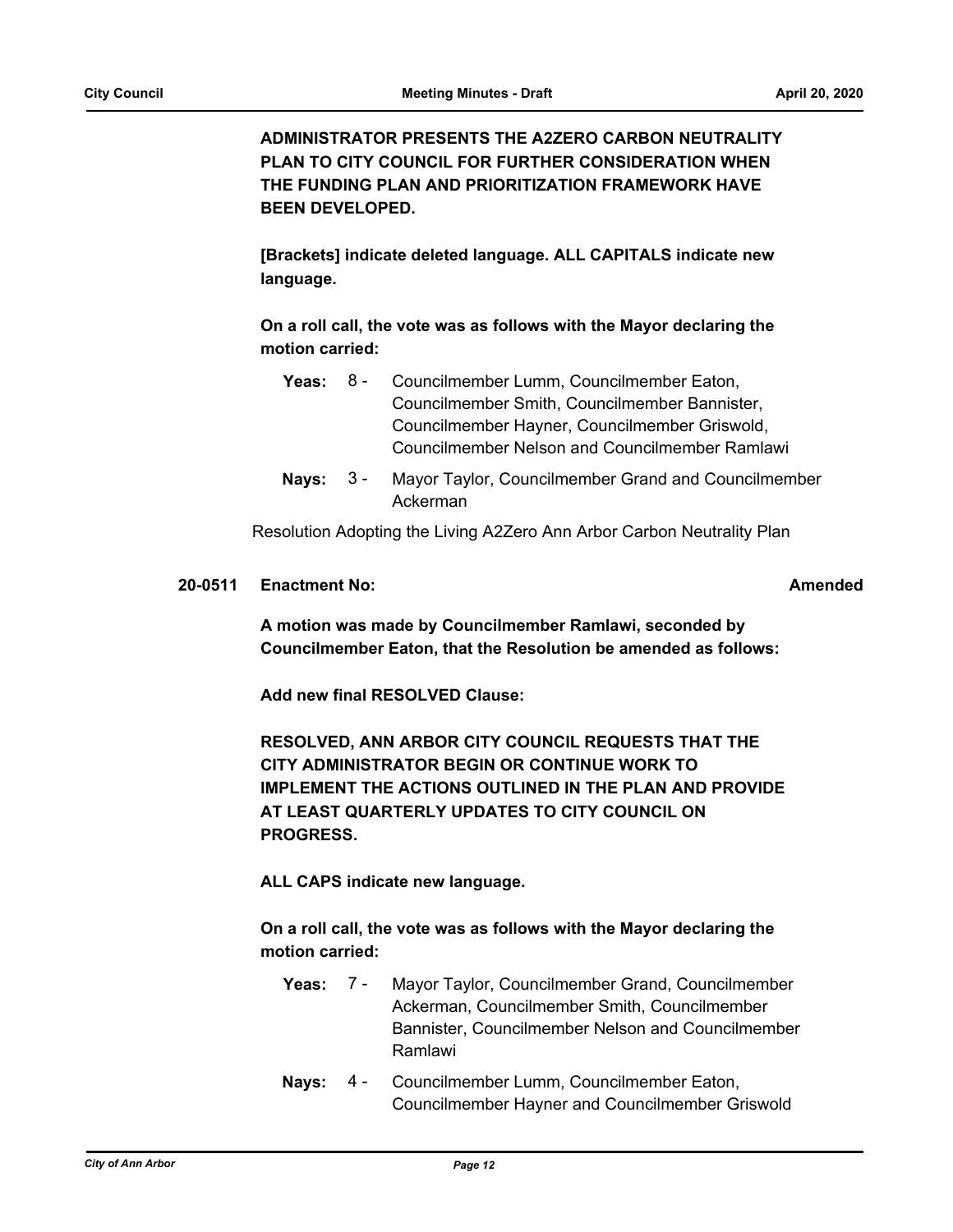**ADMINISTRATOR PRESENTS THE A2ZERO CARBON NEUTRALITY PLAN TO CITY COUNCIL FOR FURTHER CONSIDERATION WHEN THE FUNDING PLAN AND PRIORITIZATION FRAMEWORK HAVE BEEN DEVELOPED.**

**[Brackets] indicate deleted language. ALL CAPITALS indicate new language.**

**On a roll call, the vote was as follows with the Mayor declaring the motion carried:**

**Yeas:** 8 - Councilmember Lumm, Councilmember Eaton, Councilmember Smith, Councilmember Bannister, Councilmember Hayner, Councilmember Griswold, Councilmember Nelson and Councilmember Ramlawi

**Nays:** 3 - Mayor Taylor, Councilmember Grand and Councilmember Ackerman

Resolution Adopting the Living A2Zero Ann Arbor Carbon Neutrality Plan

**20-0511 Enactment No:** **Amended**

**A motion was made by Councilmember Ramlawi, seconded by Councilmember Eaton, that the Resolution be amended as follows:**

**Add new final RESOLVED Clause:**

**RESOLVED, ANN ARBOR CITY COUNCIL REQUESTS THAT THE CITY ADMINISTRATOR BEGIN OR CONTINUE WORK TO IMPLEMENT THE ACTIONS OUTLINED IN THE PLAN AND PROVIDE AT LEAST QUARTERLY UPDATES TO CITY COUNCIL ON PROGRESS.**

**ALL CAPS indicate new language.**

**On a roll call, the vote was as follows with the Mayor declaring the motion carried:**

**Yeas:** 7 - Mayor Taylor, Councilmember Grand, Councilmember Ackerman, Councilmember Smith, Councilmember Bannister, Councilmember Nelson and Councilmember Ramlawi

**Nays:** 4 - Councilmember Lumm, Councilmember Eaton, Councilmember Hayner and Councilmember Griswold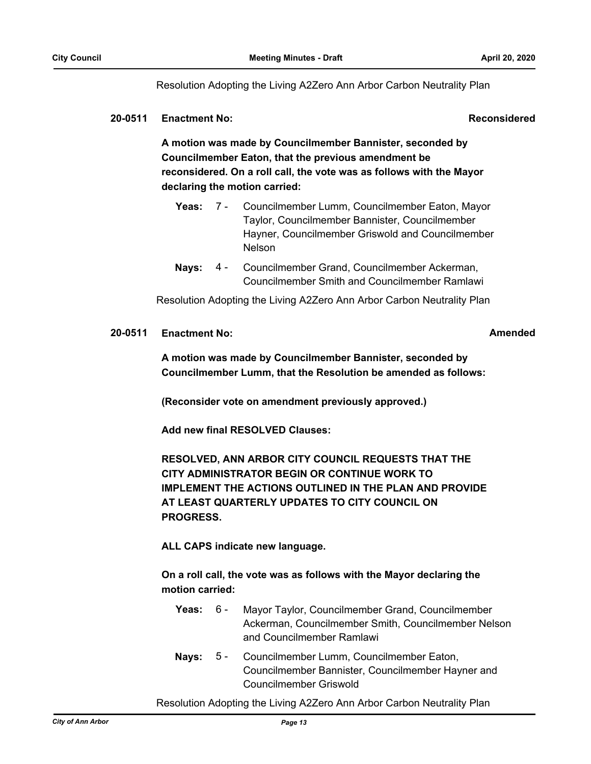Resolution Adopting the Living A2Zero Ann Arbor Carbon Neutrality Plan

**20-0511** **Enactment No:** **Reconsidered**

**A motion was made by Councilmember Bannister, seconded by Councilmember Eaton, that the previous amendment be reconsidered. On a roll call, the vote was as follows with the Mayor declaring the motion carried:**

**Yeas:** 7 - Councilmember Lumm, Councilmember Eaton, Mayor Taylor, Councilmember Bannister, Councilmember Hayner, Councilmember Griswold and Councilmember Nelson

**Nays:** 4 - Councilmember Grand, Councilmember Ackerman, Councilmember Smith and Councilmember Ramlawi

Resolution Adopting the Living A2Zero Ann Arbor Carbon Neutrality Plan

**20-0511** **Enactment No:** **Amended**

**A motion was made by Councilmember Bannister, seconded by Councilmember Lumm, that the Resolution be amended as follows:**

**(Reconsider vote on amendment previously approved.)**

**Add new final RESOLVED Clauses:**

**RESOLVED, ANN ARBOR CITY COUNCIL REQUESTS THAT THE CITY ADMINISTRATOR BEGIN OR CONTINUE WORK TO IMPLEMENT THE ACTIONS OUTLINED IN THE PLAN AND PROVIDE AT LEAST QUARTERLY UPDATES TO CITY COUNCIL ON PROGRESS.**

**ALL CAPS indicate new language.**

**On a roll call, the vote was as follows with the Mayor declaring the motion carried:**

**Yeas:** 6 - Mayor Taylor, Councilmember Grand, Councilmember Ackerman, Councilmember Smith, Councilmember Nelson and Councilmember Ramlawi

**Nays:** 5 - Councilmember Lumm, Councilmember Eaton, Councilmember Bannister, Councilmember Hayner and Councilmember Griswold

Resolution Adopting the Living A2Zero Ann Arbor Carbon Neutrality Plan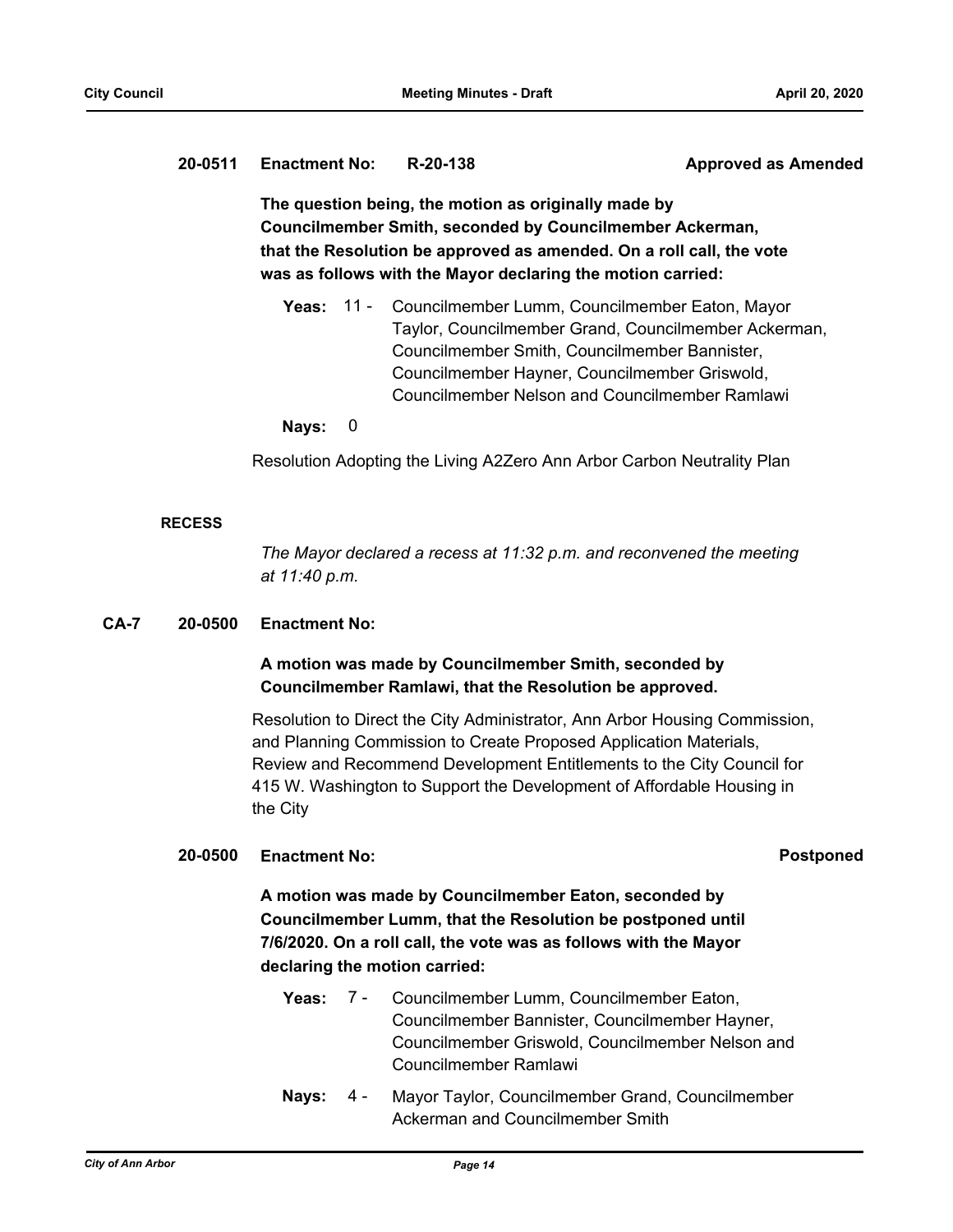**20-0511 Enactment No: R-20-138 Approved as Amended**

**The question being, the motion as originally made by Councilmember Smith, seconded by Councilmember Ackerman, that the Resolution be approved as amended. On a roll call, the vote was as follows with the Mayor declaring the motion carried:**

**Yeas:** 11 - Councilmember Lumm, Councilmember Eaton, Mayor Taylor, Councilmember Grand, Councilmember Ackerman, Councilmember Smith, Councilmember Bannister, Councilmember Hayner, Councilmember Griswold, Councilmember Nelson and Councilmember Ramlawi

**Nays:** 0

Resolution Adopting the Living A2Zero Ann Arbor Carbon Neutrality Plan

**RECESS**

*The Mayor declared a recess at 11:32 p.m. and reconvened the meeting at 11:40 p.m.*

**CA-7 20-0500 Enactment No:**

**A motion was made by Councilmember Smith, seconded by Councilmember Ramlawi, that the Resolution be approved.**

Resolution to Direct the City Administrator, Ann Arbor Housing Commission, and Planning Commission to Create Proposed Application Materials, Review and Recommend Development Entitlements to the City Council for 415 W. Washington to Support the Development of Affordable Housing in the City

**20-0500 Enactment No: Postponed**

**A motion was made by Councilmember Eaton, seconded by Councilmember Lumm, that the Resolution be postponed until 7/6/2020. On a roll call, the vote was as follows with the Mayor declaring the motion carried:**

**Yeas:** 7 - Councilmember Lumm, Councilmember Eaton, Councilmember Bannister, Councilmember Hayner, Councilmember Griswold, Councilmember Nelson and Councilmember Ramlawi

**Nays:** 4 - Mayor Taylor, Councilmember Grand, Councilmember Ackerman and Councilmember Smith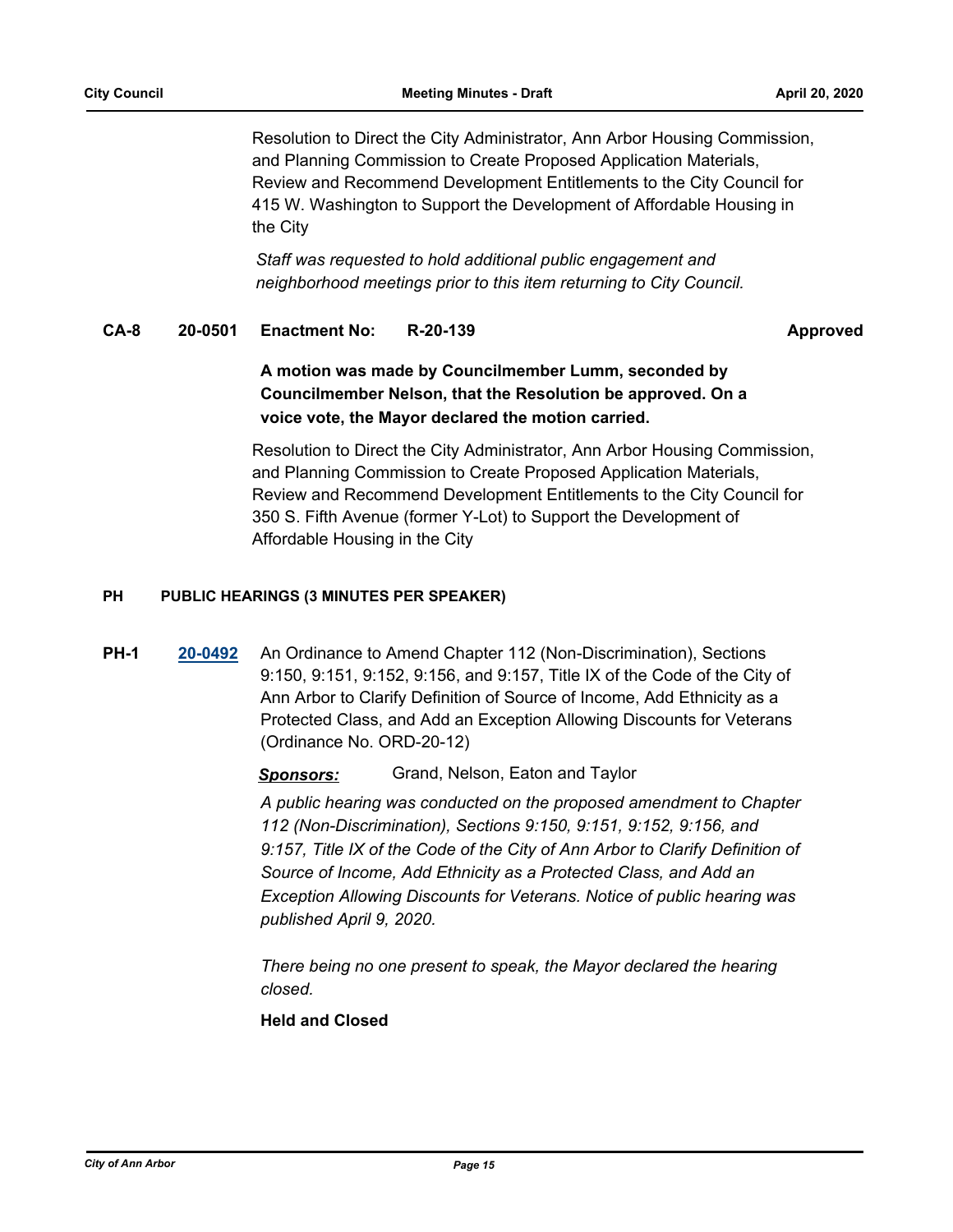Resolution to Direct the City Administrator, Ann Arbor Housing Commission, and Planning Commission to Create Proposed Application Materials, Review and Recommend Development Entitlements to the City Council for 415 W. Washington to Support the Development of Affordable Housing in the City

*Staff was requested to hold additional public engagement and neighborhood meetings prior to this item returning to City Council.*

**CA-8 20-0501 Enactment No: R-20-139 Approved**

**A motion was made by Councilmember Lumm, seconded by Councilmember Nelson, that the Resolution be approved. On a voice vote, the Mayor declared the motion carried.**

Resolution to Direct the City Administrator, Ann Arbor Housing Commission, and Planning Commission to Create Proposed Application Materials, Review and Recommend Development Entitlements to the City Council for 350 S. Fifth Avenue (former Y-Lot) to Support the Development of Affordable Housing in the City

## PH PUBLIC HEARINGS (3 MINUTES PER SPEAKER)

**PH-1** **20-0492** An Ordinance to Amend Chapter 112 (Non-Discrimination), Sections 9:150, 9:151, 9:152, 9:156, and 9:157, Title IX of the Code of the City of Ann Arbor to Clarify Definition of Source of Income, Add Ethnicity as a Protected Class, and Add an Exception Allowing Discounts for Veterans (Ordinance No. ORD-20-12)

***Sponsors:*** Grand, Nelson, Eaton and Taylor

*A public hearing was conducted on the proposed amendment to Chapter 112 (Non-Discrimination), Sections 9:150, 9:151, 9:152, 9:156, and 9:157, Title IX of the Code of the City of Ann Arbor to Clarify Definition of Source of Income, Add Ethnicity as a Protected Class, and Add an Exception Allowing Discounts for Veterans. Notice of public hearing was published April 9, 2020.*

*There being no one present to speak, the Mayor declared the hearing closed.*

**Held and Closed**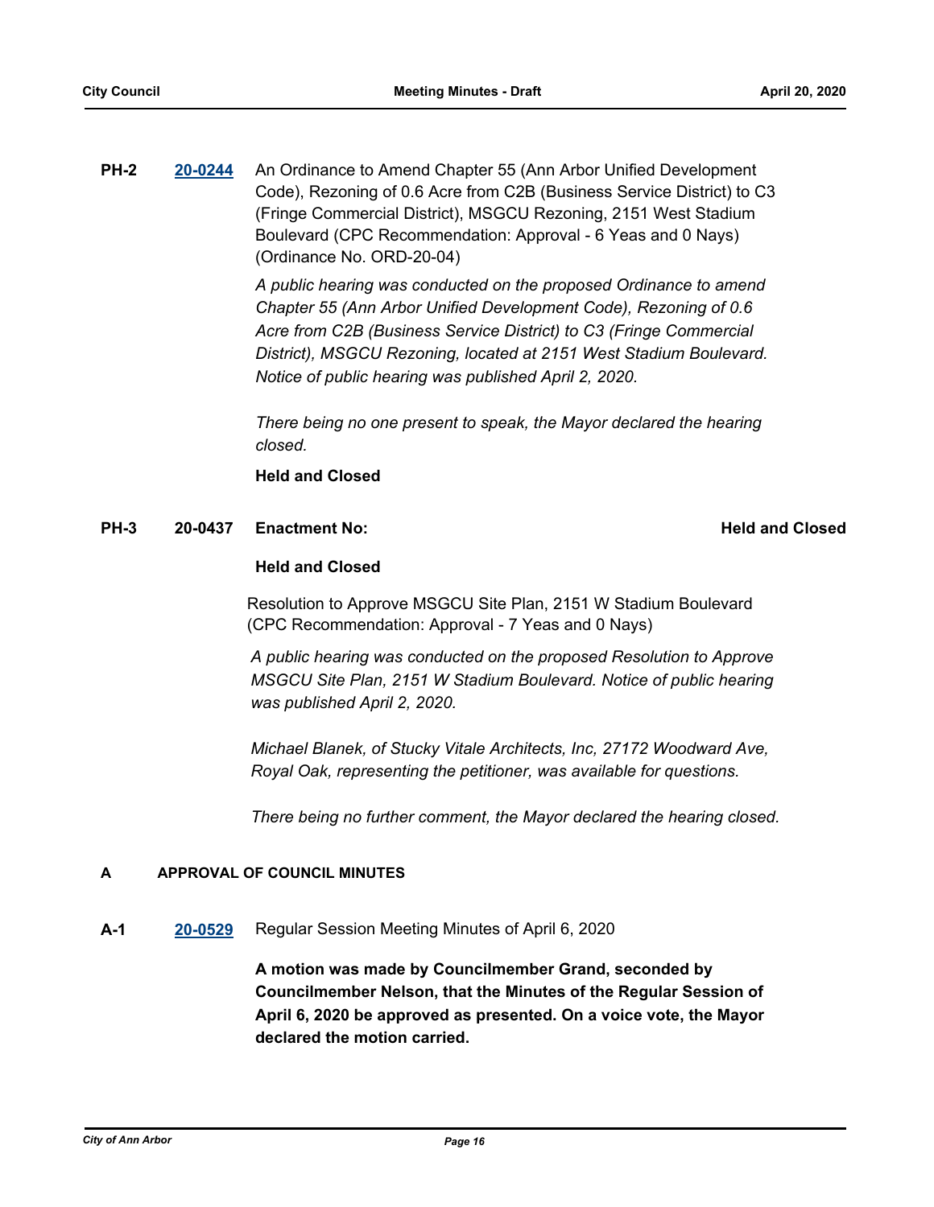**PH-2** **20-0244** An Ordinance to Amend Chapter 55 (Ann Arbor Unified Development Code), Rezoning of 0.6 Acre from C2B (Business Service District) to C3 (Fringe Commercial District), MSGCU Rezoning, 2151 West Stadium Boulevard (CPC Recommendation: Approval - 6 Yeas and 0 Nays) (Ordinance No. ORD-20-04)

*A public hearing was conducted on the proposed Ordinance to amend Chapter 55 (Ann Arbor Unified Development Code), Rezoning of 0.6 Acre from C2B (Business Service District) to C3 (Fringe Commercial District), MSGCU Rezoning, located at 2151 West Stadium Boulevard. Notice of public hearing was published April 2, 2020.*

*There being no one present to speak, the Mayor declared the hearing closed.*

**Held and Closed**

**PH-3** **20-0437** **Enactment No:** **Held and Closed**

**Held and Closed**

Resolution to Approve MSGCU Site Plan, 2151 W Stadium Boulevard (CPC Recommendation: Approval - 7 Yeas and 0 Nays)

*A public hearing was conducted on the proposed Resolution to Approve MSGCU Site Plan, 2151 W Stadium Boulevard. Notice of public hearing was published April 2, 2020.*

*Michael Blanek, of Stucky Vitale Architects, Inc, 27172 Woodward Ave, Royal Oak, representing the petitioner, was available for questions.*

*There being no further comment, the Mayor declared the hearing closed.*

## A APPROVAL OF COUNCIL MINUTES

**A-1** **20-0529** Regular Session Meeting Minutes of April 6, 2020

**A motion was made by Councilmember Grand, seconded by Councilmember Nelson, that the Minutes of the Regular Session of April 6, 2020 be approved as presented. On a voice vote, the Mayor declared the motion carried.**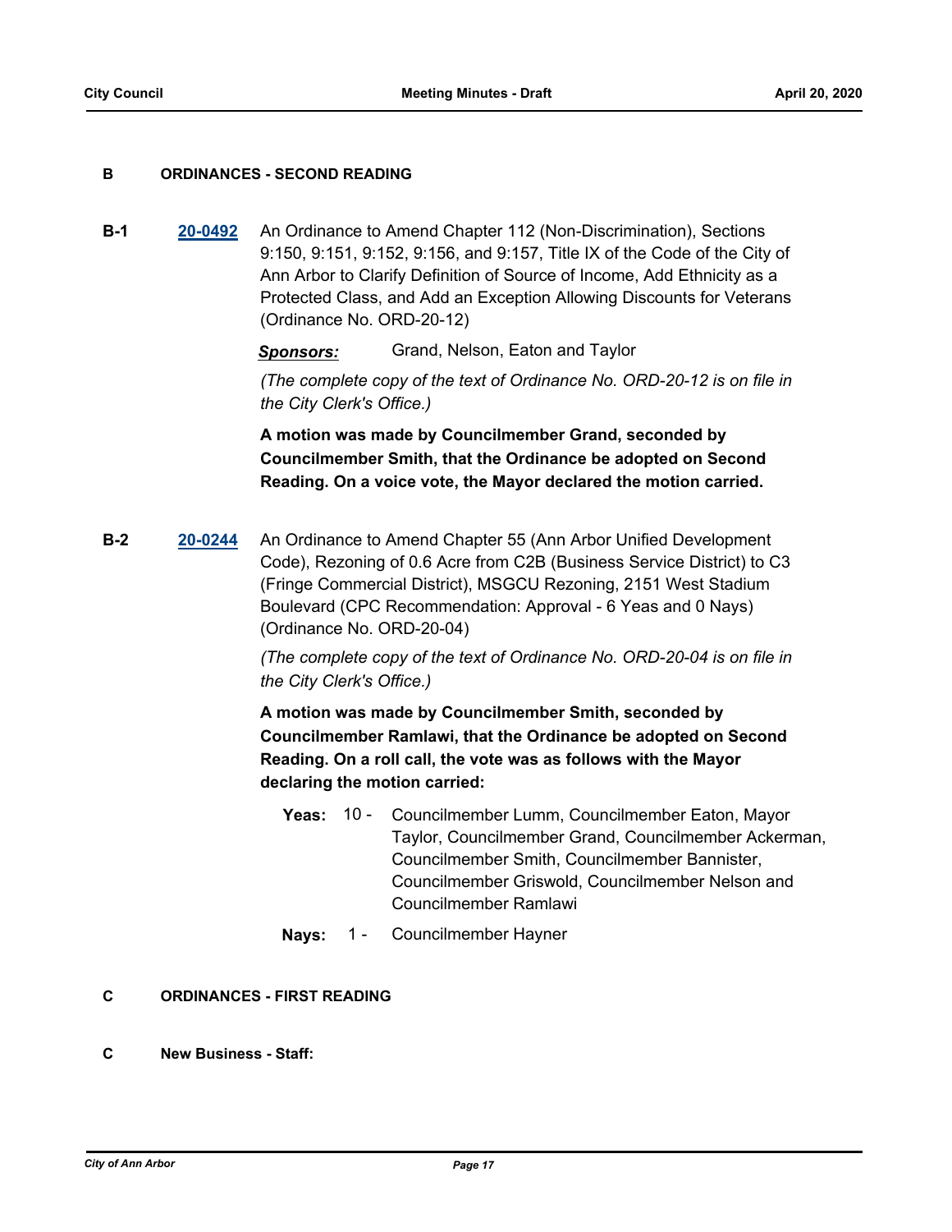## B ORDINANCES - SECOND READING

**B-1** **20-0492** An Ordinance to Amend Chapter 112 (Non-Discrimination), Sections 9:150, 9:151, 9:152, 9:156, and 9:157, Title IX of the Code of the City of Ann Arbor to Clarify Definition of Source of Income, Add Ethnicity as a Protected Class, and Add an Exception Allowing Discounts for Veterans (Ordinance No. ORD-20-12)

***Sponsors:*** Grand, Nelson, Eaton and Taylor

*(The complete copy of the text of Ordinance No. ORD-20-12 is on file in the City Clerk's Office.)*

**A motion was made by Councilmember Grand, seconded by Councilmember Smith, that the Ordinance be adopted on Second Reading. On a voice vote, the Mayor declared the motion carried.**

**B-2** **20-0244** An Ordinance to Amend Chapter 55 (Ann Arbor Unified Development Code), Rezoning of 0.6 Acre from C2B (Business Service District) to C3 (Fringe Commercial District), MSGCU Rezoning, 2151 West Stadium Boulevard (CPC Recommendation: Approval - 6 Yeas and 0 Nays) (Ordinance No. ORD-20-04)

*(The complete copy of the text of Ordinance No. ORD-20-04 is on file in the City Clerk's Office.)*

**A motion was made by Councilmember Smith, seconded by Councilmember Ramlawi, that the Ordinance be adopted on Second Reading. On a roll call, the vote was as follows with the Mayor declaring the motion carried:**

**Yeas:** 10 - Councilmember Lumm, Councilmember Eaton, Mayor Taylor, Councilmember Grand, Councilmember Ackerman, Councilmember Smith, Councilmember Bannister, Councilmember Griswold, Councilmember Nelson and Councilmember Ramlawi

**Nays:** 1 - Councilmember Hayner

## C ORDINANCES - FIRST READING

## C New Business - Staff: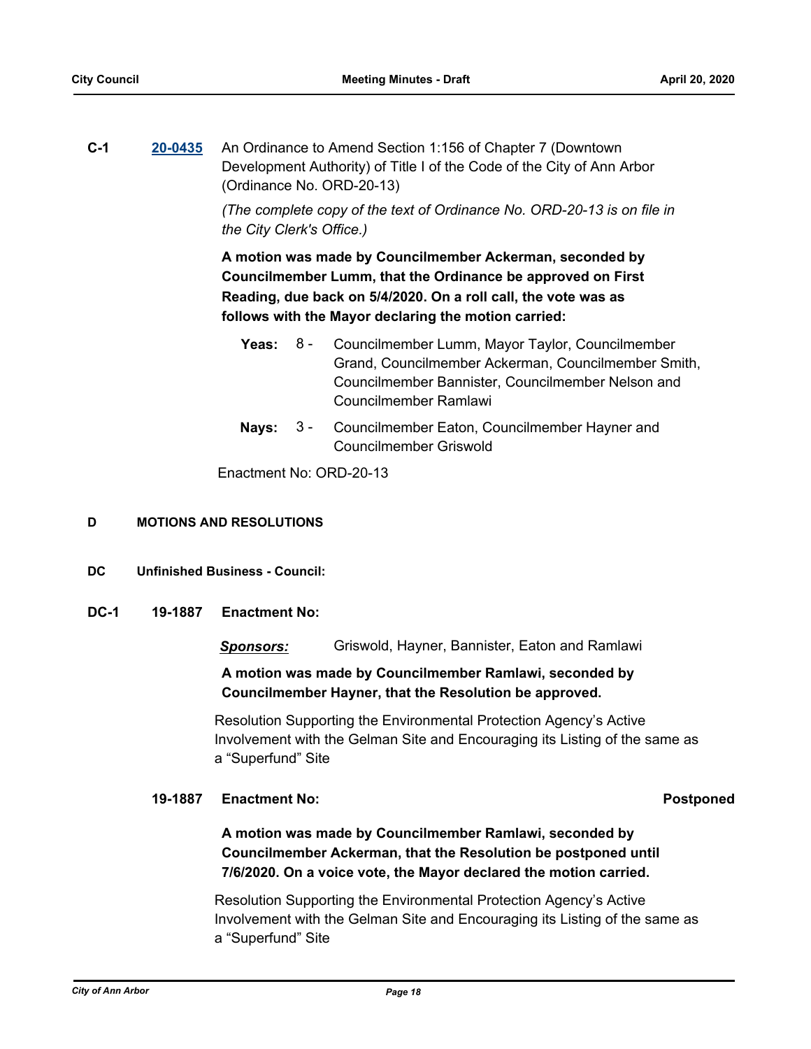**C-1** **20-0435** An Ordinance to Amend Section 1:156 of Chapter 7 (Downtown Development Authority) of Title I of the Code of the City of Ann Arbor (Ordinance No. ORD-20-13)

*(The complete copy of the text of Ordinance No. ORD-20-13 is on file in the City Clerk's Office.)*

**A motion was made by Councilmember Ackerman, seconded by Councilmember Lumm, that the Ordinance be approved on First Reading, due back on 5/4/2020. On a roll call, the vote was as follows with the Mayor declaring the motion carried:**

**Yeas:** 8 - Councilmember Lumm, Mayor Taylor, Councilmember Grand, Councilmember Ackerman, Councilmember Smith, Councilmember Bannister, Councilmember Nelson and Councilmember Ramlawi

**Nays:** 3 - Councilmember Eaton, Councilmember Hayner and Councilmember Griswold

Enactment No: ORD-20-13

## D MOTIONS AND RESOLUTIONS

### DC Unfinished Business - Council:

**DC-1** **19-1887** **Enactment No:**

***Sponsors:*** Griswold, Hayner, Bannister, Eaton and Ramlawi

**A motion was made by Councilmember Ramlawi, seconded by Councilmember Hayner, that the Resolution be approved.**

Resolution Supporting the Environmental Protection Agency's Active Involvement with the Gelman Site and Encouraging its Listing of the same as a "Superfund" Site

**19-1887** **Enactment No:** **Postponed**

**A motion was made by Councilmember Ramlawi, seconded by Councilmember Ackerman, that the Resolution be postponed until 7/6/2020. On a voice vote, the Mayor declared the motion carried.**

Resolution Supporting the Environmental Protection Agency's Active Involvement with the Gelman Site and Encouraging its Listing of the same as a "Superfund" Site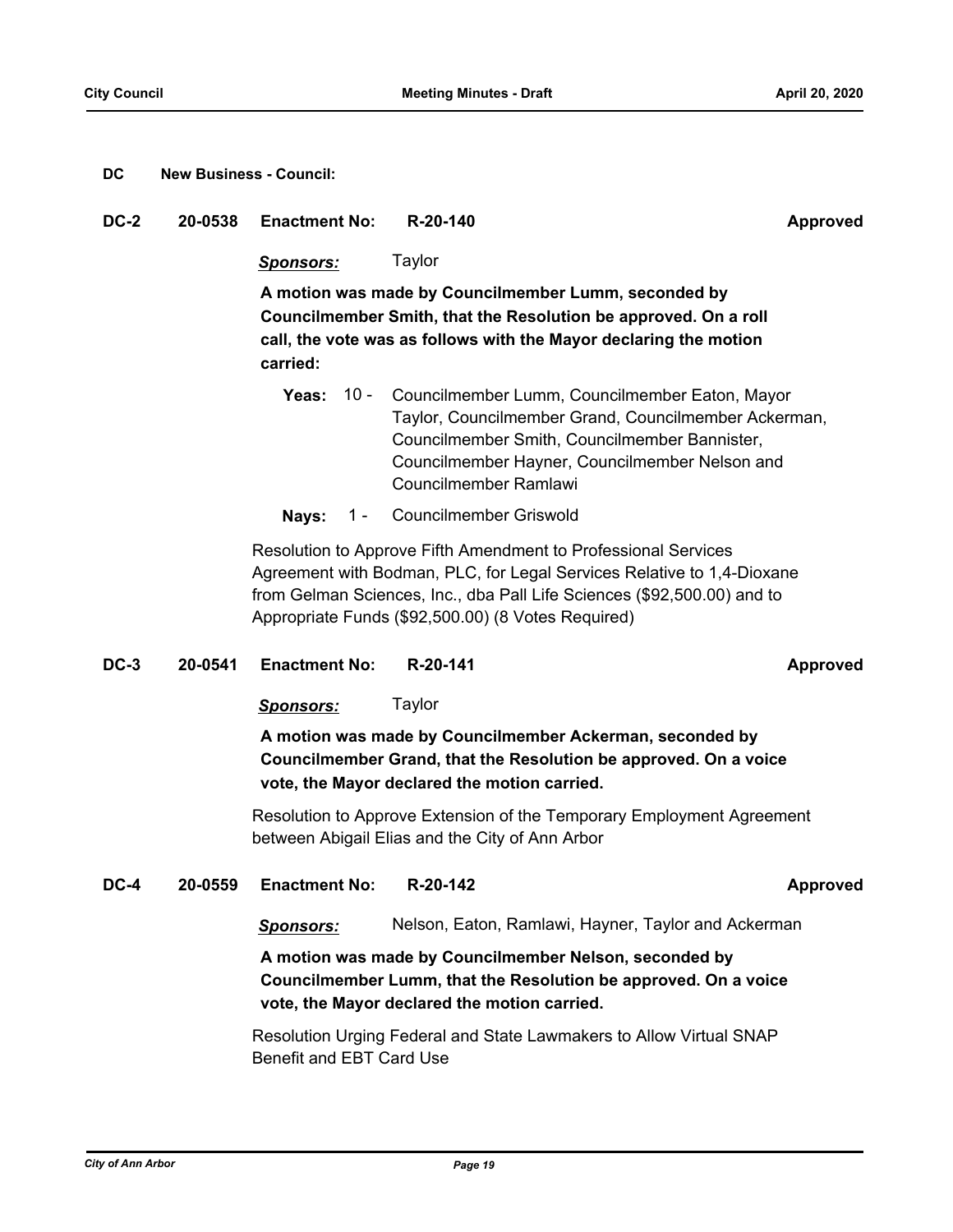**DC New Business - Council:**

**DC-2 20-0538 Enactment No: R-20-140 Approved**

***Sponsors:*** Taylor

**A motion was made by Councilmember Lumm, seconded by Councilmember Smith, that the Resolution be approved. On a roll call, the vote was as follows with the Mayor declaring the motion carried:**

**Yeas:** 10 - Councilmember Lumm, Councilmember Eaton, Mayor Taylor, Councilmember Grand, Councilmember Ackerman, Councilmember Smith, Councilmember Bannister, Councilmember Hayner, Councilmember Nelson and Councilmember Ramlawi

**Nays:** 1 - Councilmember Griswold

Resolution to Approve Fifth Amendment to Professional Services Agreement with Bodman, PLC, for Legal Services Relative to 1,4-Dioxane from Gelman Sciences, Inc., dba Pall Life Sciences ($92,500.00) and to Appropriate Funds ($92,500.00) (8 Votes Required)

**DC-3 20-0541 Enactment No: R-20-141 Approved**

***Sponsors:*** Taylor

**A motion was made by Councilmember Ackerman, seconded by Councilmember Grand, that the Resolution be approved. On a voice vote, the Mayor declared the motion carried.**

Resolution to Approve Extension of the Temporary Employment Agreement between Abigail Elias and the City of Ann Arbor

**DC-4 20-0559 Enactment No: R-20-142 Approved**

***Sponsors:*** Nelson, Eaton, Ramlawi, Hayner, Taylor and Ackerman

**A motion was made by Councilmember Nelson, seconded by Councilmember Lumm, that the Resolution be approved. On a voice vote, the Mayor declared the motion carried.**

Resolution Urging Federal and State Lawmakers to Allow Virtual SNAP Benefit and EBT Card Use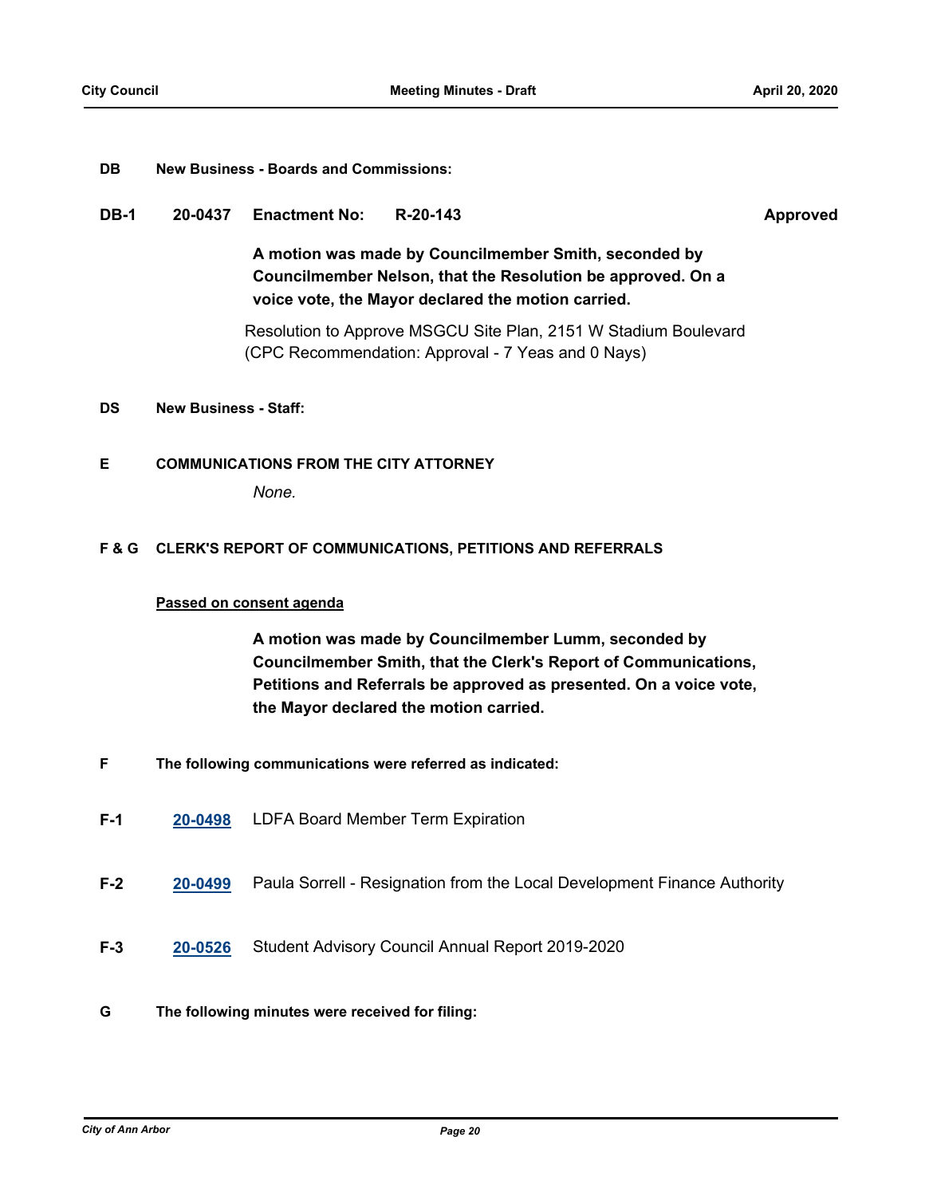**DB New Business - Boards and Commissions:**

**DB-1 20-0437 Enactment No: R-20-143 Approved**

**A motion was made by Councilmember Smith, seconded by Councilmember Nelson, that the Resolution be approved. On a voice vote, the Mayor declared the motion carried.**

Resolution to Approve MSGCU Site Plan, 2151 W Stadium Boulevard (CPC Recommendation: Approval - 7 Yeas and 0 Nays)

**DS New Business - Staff:**

**E COMMUNICATIONS FROM THE CITY ATTORNEY**

*None.*

**F & G CLERK'S REPORT OF COMMUNICATIONS, PETITIONS AND REFERRALS**

**Passed on consent agenda**

**A motion was made by Councilmember Lumm, seconded by Councilmember Smith, that the Clerk's Report of Communications, Petitions and Referrals be approved as presented. On a voice vote, the Mayor declared the motion carried.**

**F The following communications were referred as indicated:**

**F-1** **20-0498** LDFA Board Member Term Expiration

**F-2** **20-0499** Paula Sorrell - Resignation from the Local Development Finance Authority

**F-3** **20-0526** Student Advisory Council Annual Report 2019-2020

**G The following minutes were received for filing:**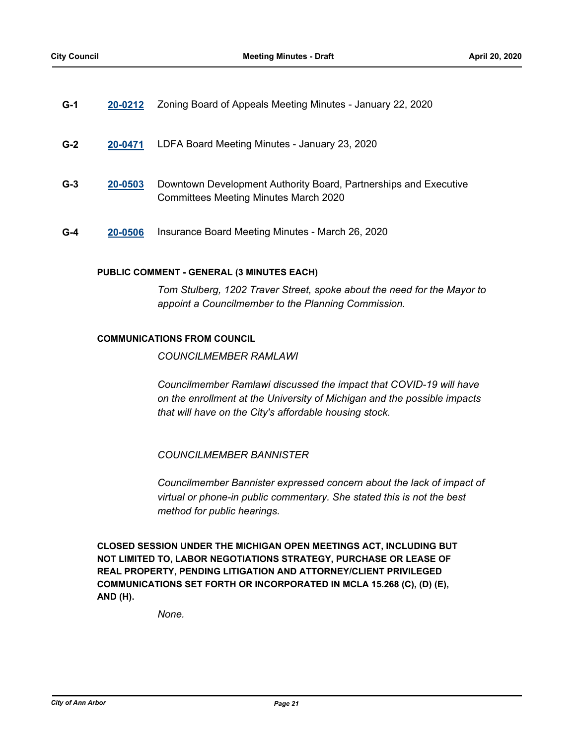**G-1** **20-0212** Zoning Board of Appeals Meeting Minutes - January 22, 2020

**G-2** **20-0471** LDFA Board Meeting Minutes - January 23, 2020

**G-3** **20-0503** Downtown Development Authority Board, Partnerships and Executive Committees Meeting Minutes March 2020

**G-4** **20-0506** Insurance Board Meeting Minutes - March 26, 2020

**PUBLIC COMMENT - GENERAL (3 MINUTES EACH)**

*Tom Stulberg, 1202 Traver Street, spoke about the need for the Mayor to appoint a Councilmember to the Planning Commission.*

**COMMUNICATIONS FROM COUNCIL**

*COUNCILMEMBER RAMLAWI*

*Councilmember Ramlawi discussed the impact that COVID-19 will have on the enrollment at the University of Michigan and the possible impacts that will have on the City's affordable housing stock.*

*COUNCILMEMBER BANNISTER*

*Councilmember Bannister expressed concern about the lack of impact of virtual or phone-in public commentary. She stated this is not the best method for public hearings.*

**CLOSED SESSION UNDER THE MICHIGAN OPEN MEETINGS ACT, INCLUDING BUT NOT LIMITED TO, LABOR NEGOTIATIONS STRATEGY, PURCHASE OR LEASE OF REAL PROPERTY, PENDING LITIGATION AND ATTORNEY/CLIENT PRIVILEGED COMMUNICATIONS SET FORTH OR INCORPORATED IN MCLA 15.268 (C), (D) (E), AND (H).**

*None.*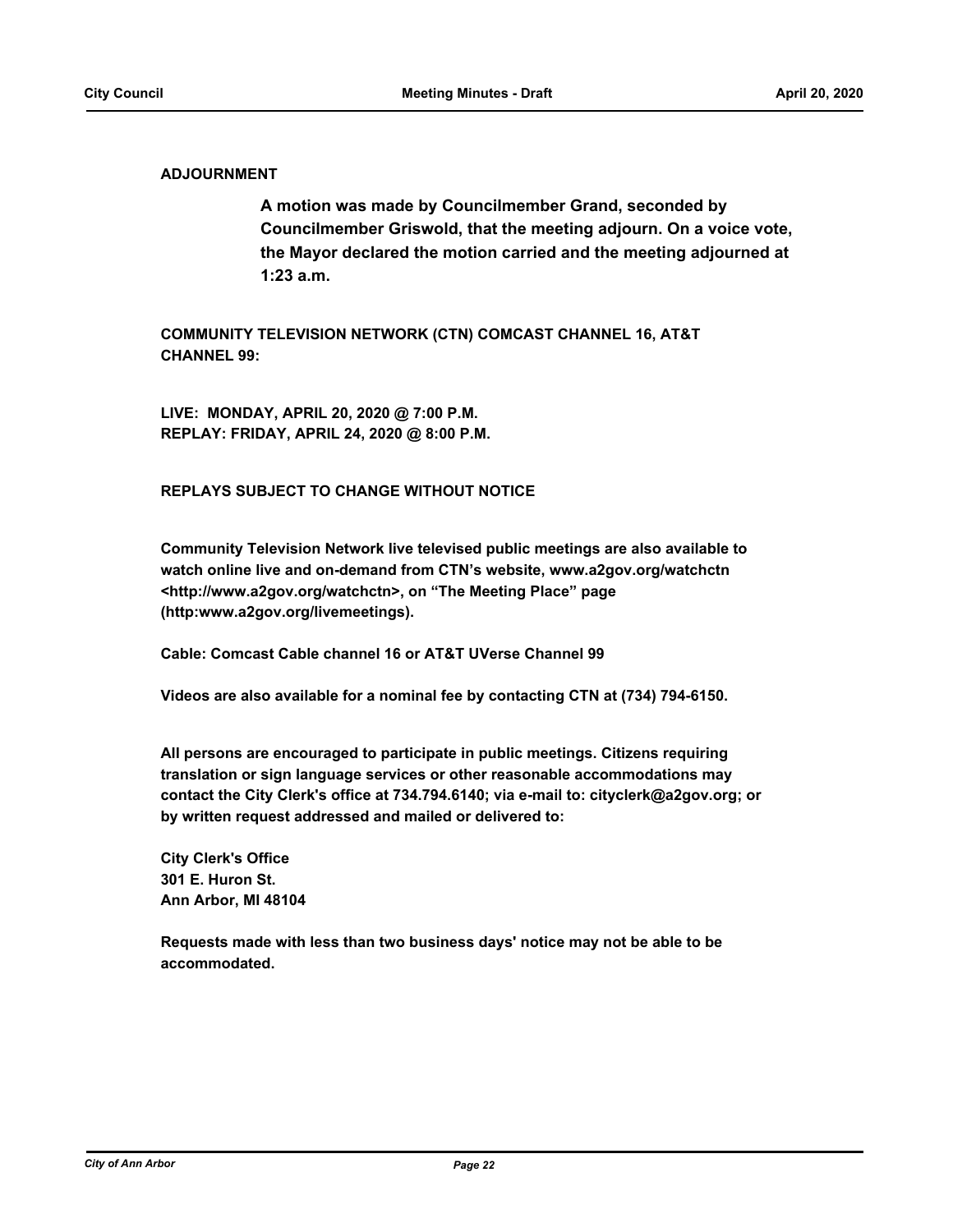## ADJOURNMENT

**A motion was made by Councilmember Grand, seconded by Councilmember Griswold, that the meeting adjourn. On a voice vote, the Mayor declared the motion carried and the meeting adjourned at 1:23 a.m.**

**COMMUNITY TELEVISION NETWORK (CTN) COMCAST CHANNEL 16, AT&T CHANNEL 99:**

**LIVE: MONDAY, APRIL 20, 2020 @ 7:00 P.M.**
**REPLAY: FRIDAY, APRIL 24, 2020 @ 8:00 P.M.**

**REPLAYS SUBJECT TO CHANGE WITHOUT NOTICE**

**Community Television Network live televised public meetings are also available to watch online live and on-demand from CTN's website, www.a2gov.org/watchctn <http://www.a2gov.org/watchctn>, on "The Meeting Place" page (http:www.a2gov.org/livemeetings).**

**Cable: Comcast Cable channel 16 or AT&T UVerse Channel 99**

**Videos are also available for a nominal fee by contacting CTN at (734) 794-6150.**

**All persons are encouraged to participate in public meetings. Citizens requiring translation or sign language services or other reasonable accommodations may contact the City Clerk's office at 734.794.6140; via e-mail to: cityclerk@a2gov.org; or by written request addressed and mailed or delivered to:**

**City Clerk's Office**
**301 E. Huron St.**
**Ann Arbor, MI 48104**

**Requests made with less than two business days' notice may not be able to be accommodated.**